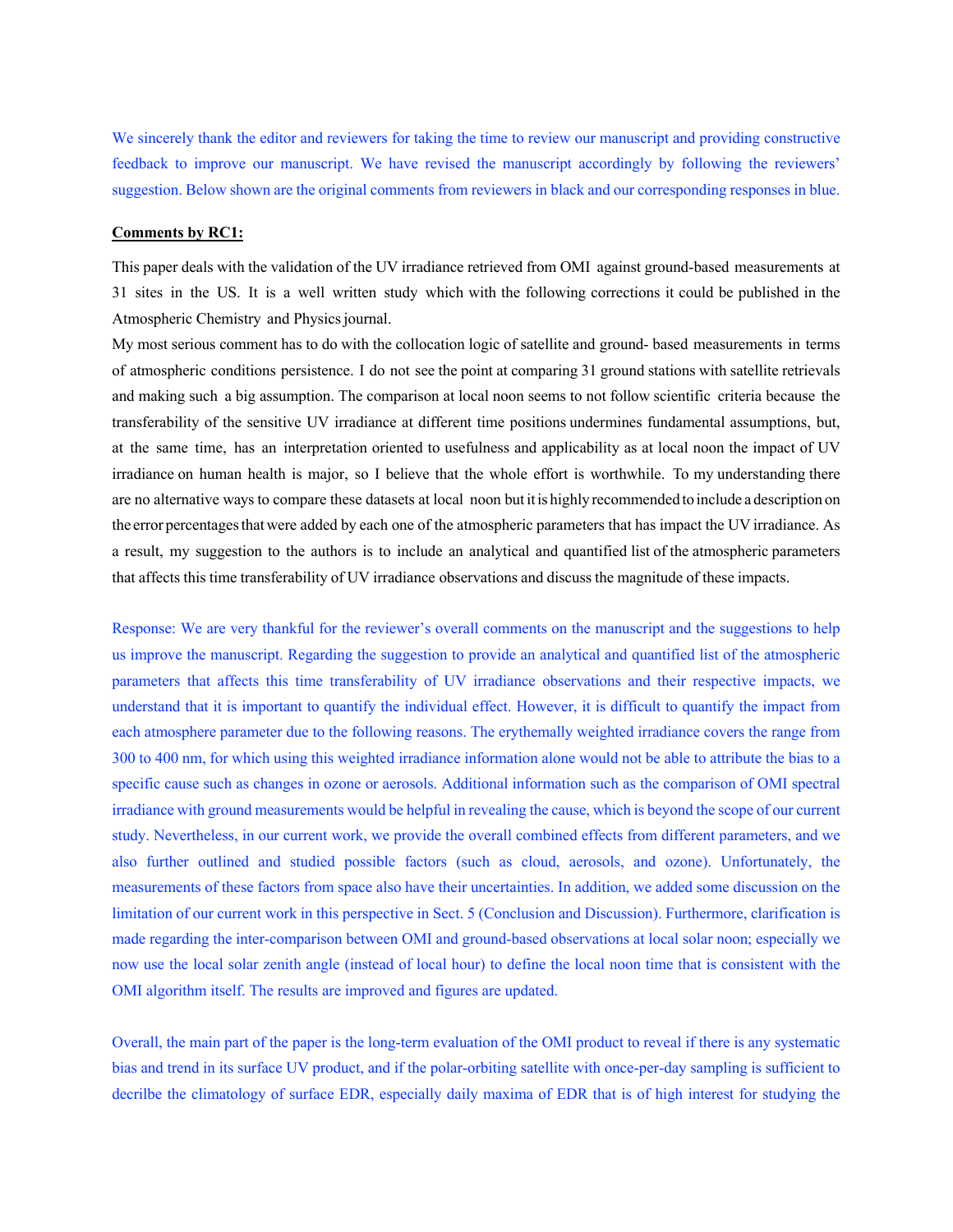We sincerely thank the editor and reviewers for taking the time to review our manuscript and providing constructive feedback to improve our manuscript. We have revised the manuscript accordingly by following the reviewers' suggestion. Below shown are the original comments from reviewers in black and our corresponding responses in blue.

**Comments by RC1:**

This paper deals with the validation of the UV irradiance retrieved from OMI against ground-based measurements at 31 sites in the US. It is a well written study which with the following corrections it could be published in the Atmospheric Chemistry and Physics journal.

My most serious comment has to do with the collocation logic of satellite and ground- based measurements in terms of atmospheric conditions persistence. I do not see the point at comparing 31 ground stations with satellite retrievals and making such a big assumption. The comparison at local noon seems to not follow scientific criteria because the transferability of the sensitive UV irradiance at different time positions undermines fundamental assumptions, but, at the same time, has an interpretation oriented to usefulness and applicability as at local noon the impact of UV irradiance on human health is major, so I believe that the whole effort is worthwhile. To my understanding there are no alternative ways to compare these datasets at local noon but it is highly recommended to include a description on the error percentages that were added by each one of the atmospheric parameters that has impact the UV irradiance. As a result, my suggestion to the authors is to include an analytical and quantified list of the atmospheric parameters that affects this time transferability of UV irradiance observations and discuss the magnitude of these impacts.

Response: We are very thankful for the reviewer's overall comments on the manuscript and the suggestions to help us improve the manuscript. Regarding the suggestion to provide an analytical and quantified list of the atmospheric parameters that affects this time transferability of UV irradiance observations and their respective impacts, we understand that it is important to quantify the individual effect. However, it is difficult to quantify the impact from each atmosphere parameter due to the following reasons. The erythemally weighted irradiance covers the range from 300 to 400 nm, for which using this weighted irradiance information alone would not be able to attribute the bias to a specific cause such as changes in ozone or aerosols. Additional information such as the comparison of OMI spectral irradiance with ground measurements would be helpful in revealing the cause, which is beyond the scope of our current study. Nevertheless, in our current work, we provide the overall combined effects from different parameters, and we also further outlined and studied possible factors (such as cloud, aerosols, and ozone). Unfortunately, the measurements of these factors from space also have their uncertainties. In addition, we added some discussion on the limitation of our current work in this perspective in Sect. 5 (Conclusion and Discussion). Furthermore, clarification is made regarding the inter-comparison between OMI and ground-based observations at local solar noon; especially we now use the local solar zenith angle (instead of local hour) to define the local noon time that is consistent with the OMI algorithm itself. The results are improved and figures are updated.

Overall, the main part of the paper is the long-term evaluation of the OMI product to reveal if there is any systematic bias and trend in its surface UV product, and if the polar-orbiting satellite with once-per-day sampling is sufficient to decrilbe the climatology of surface EDR, especially daily maxima of EDR that is of high interest for studying the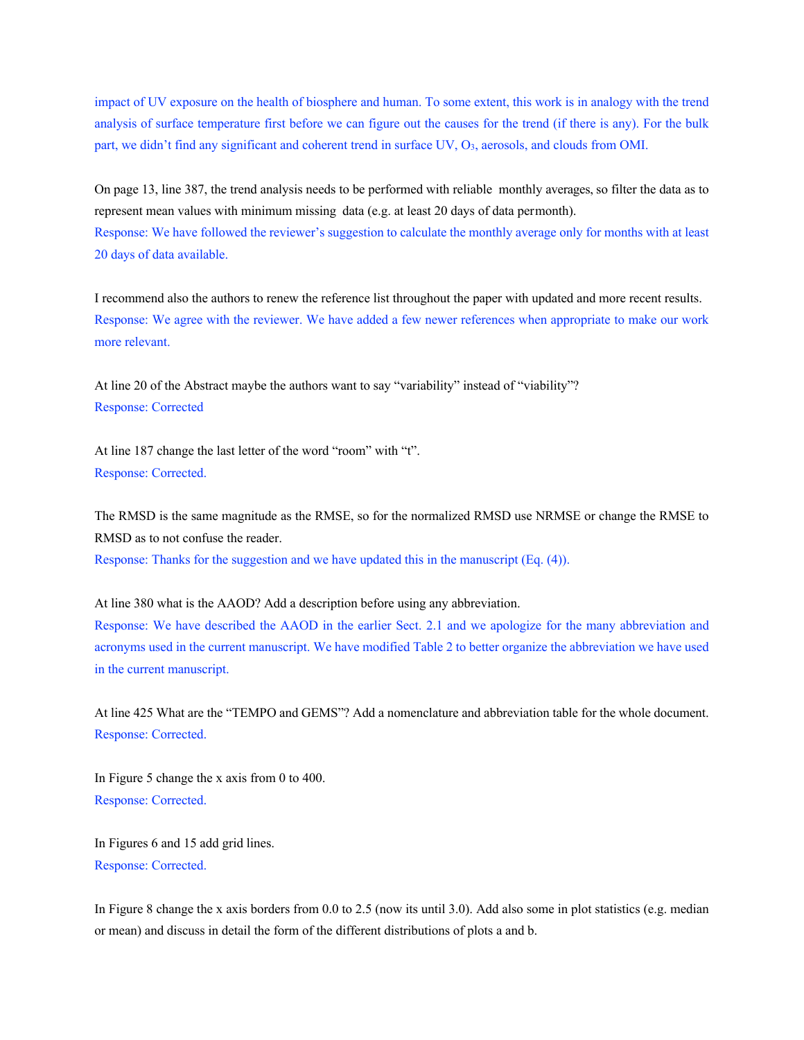impact of UV exposure on the health of biosphere and human. To some extent, this work is in analogy with the trend analysis of surface temperature first before we can figure out the causes for the trend (if there is any). For the bulk part, we didn't find any significant and coherent trend in surface UV, $O_3$, aerosols, and clouds from OMI.

On page 13, line 387, the trend analysis needs to be performed with reliable monthly averages, so filter the data as to represent mean values with minimum missing data (e.g. at least 20 days of data permonth).

Response: We have followed the reviewer's suggestion to calculate the monthly average only for months with at least 20 days of data available.

I recommend also the authors to renew the reference list throughout the paper with updated and more recent results.

Response: We agree with the reviewer. We have added a few newer references when appropriate to make our work more relevant.

At line 20 of the Abstract maybe the authors want to say "variability" instead of "viability"?

Response: Corrected

At line 187 change the last letter of the word "room" with "t".

Response: Corrected.

The RMSD is the same magnitude as the RMSE, so for the normalized RMSD use NRMSE or change the RMSE to RMSD as to not confuse the reader.

Response: Thanks for the suggestion and we have updated this in the manuscript (Eq. (4)).

At line 380 what is the AAOD? Add a description before using any abbreviation.

Response: We have described the AAOD in the earlier Sect. 2.1 and we apologize for the many abbreviation and acronyms used in the current manuscript. We have modified Table 2 to better organize the abbreviation we have used in the current manuscript.

At line 425 What are the "TEMPO and GEMS"? Add a nomenclature and abbreviation table for the whole document.

Response: Corrected.

In Figure 5 change the x axis from 0 to 400.

Response: Corrected.

In Figures 6 and 15 add grid lines.

Response: Corrected.

In Figure 8 change the x axis borders from 0.0 to 2.5 (now its until 3.0). Add also some in plot statistics (e.g. median or mean) and discuss in detail the form of the different distributions of plots a and b.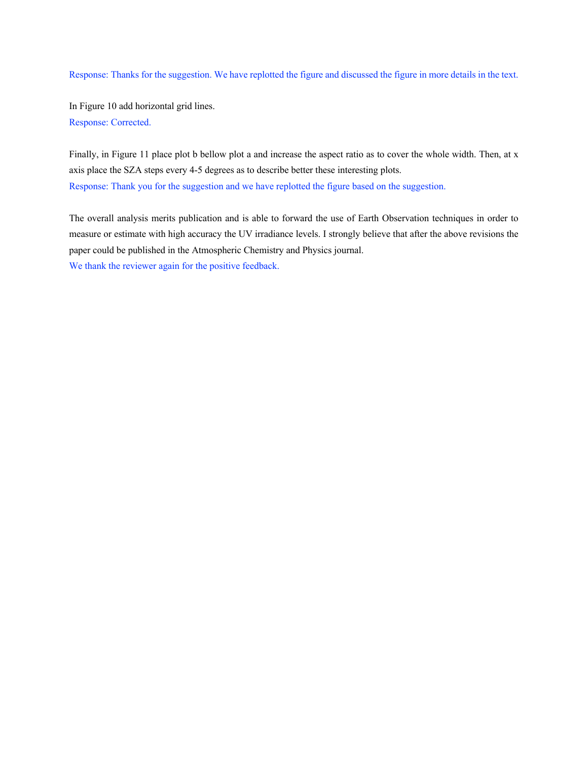Response: Thanks for the suggestion. We have replotted the figure and discussed the figure in more details in the text.

In Figure 10 add horizontal grid lines.

Response: Corrected.

Finally, in Figure 11 place plot b bellow plot a and increase the aspect ratio as to cover the whole width. Then, at x axis place the SZA steps every 4-5 degrees as to describe better these interesting plots.

Response: Thank you for the suggestion and we have replotted the figure based on the suggestion.

The overall analysis merits publication and is able to forward the use of Earth Observation techniques in order to measure or estimate with high accuracy the UV irradiance levels. I strongly believe that after the above revisions the paper could be published in the Atmospheric Chemistry and Physics journal.

We thank the reviewer again for the positive feedback.